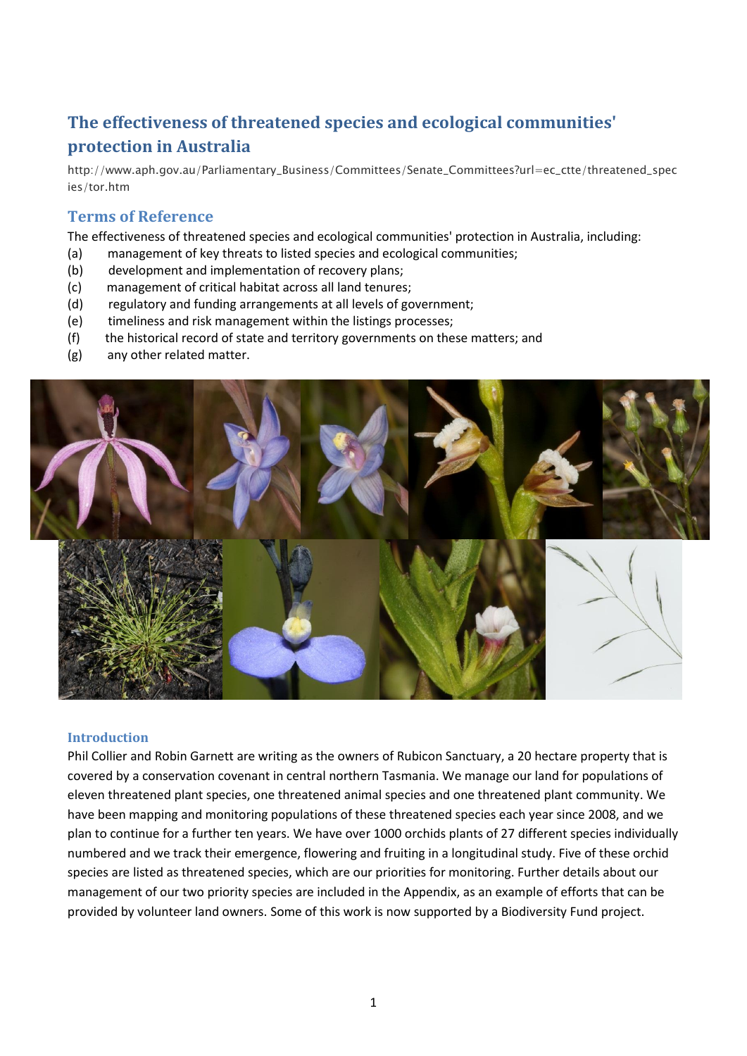# The effectiveness of threatened species and ecological communities' protection in Australia

http://www.aph.gov.au/Parliamentary_Business/Committees/Senate_Committees?url=ec_ctte/threatened_species/tor.htm

## Terms of Reference

The effectiveness of threatened species and ecological communities' protection in Australia, including:

(a) management of key threats to listed species and ecological communities;
(b) development and implementation of recovery plans;
(c) management of critical habitat across all land tenures;
(d) regulatory and funding arrangements at all levels of government;
(e) timeliness and risk management within the listings processes;
(f) the historical record of state and territory governments on these matters; and
(g) any other related matter.

### Introduction

Phil Collier and Robin Garnett are writing as the owners of Rubicon Sanctuary, a 20 hectare property that is covered by a conservation covenant in central northern Tasmania. We manage our land for populations of eleven threatened plant species, one threatened animal species and one threatened plant community. We have been mapping and monitoring populations of these threatened species each year since 2008, and we plan to continue for a further ten years. We have over 1000 orchids plants of 27 different species individually numbered and we track their emergence, flowering and fruiting in a longitudinal study. Five of these orchid species are listed as threatened species, which are our priorities for monitoring. Further details about our management of our two priority species are included in the Appendix, as an example of efforts that can be provided by volunteer land owners. Some of this work is now supported by a Biodiversity Fund project.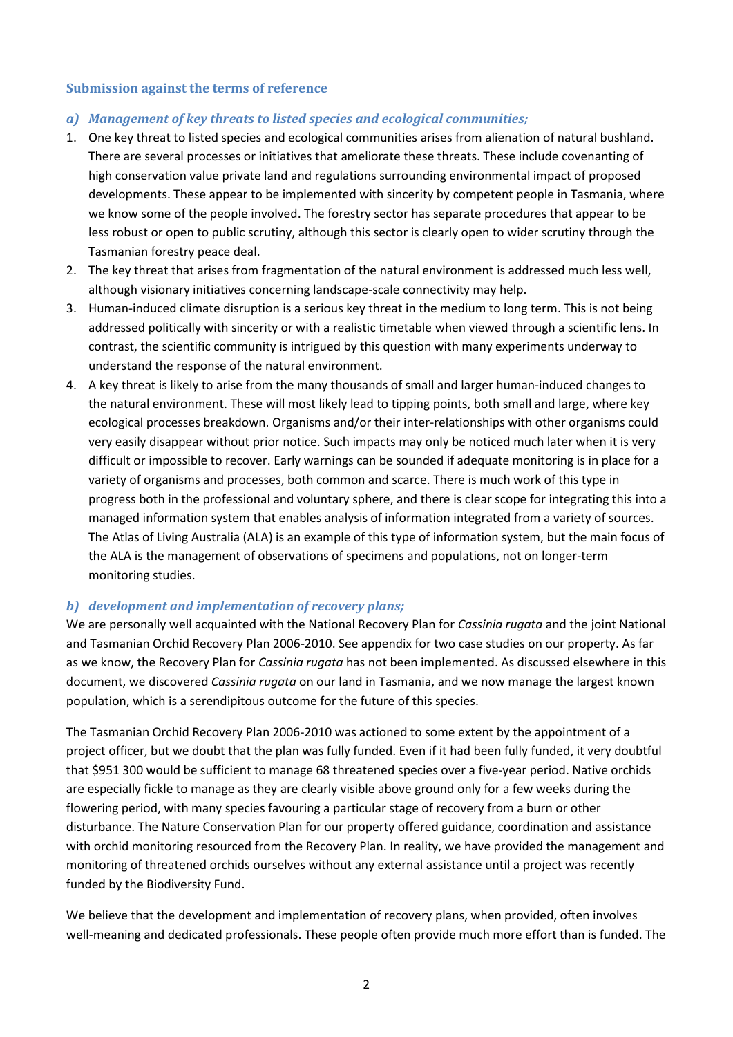### Submission against the terms of reference

#### *a) Management of key threats to listed species and ecological communities;*

1. One key threat to listed species and ecological communities arises from alienation of natural bushland. There are several processes or initiatives that ameliorate these threats. These include covenanting of high conservation value private land and regulations surrounding environmental impact of proposed developments. These appear to be implemented with sincerity by competent people in Tasmania, where we know some of the people involved. The forestry sector has separate procedures that appear to be less robust or open to public scrutiny, although this sector is clearly open to wider scrutiny through the Tasmanian forestry peace deal.
2. The key threat that arises from fragmentation of the natural environment is addressed much less well, although visionary initiatives concerning landscape-scale connectivity may help.
3. Human-induced climate disruption is a serious key threat in the medium to long term. This is not being addressed politically with sincerity or with a realistic timetable when viewed through a scientific lens. In contrast, the scientific community is intrigued by this question with many experiments underway to understand the response of the natural environment.
4. A key threat is likely to arise from the many thousands of small and larger human-induced changes to the natural environment. These will most likely lead to tipping points, both small and large, where key ecological processes breakdown. Organisms and/or their inter-relationships with other organisms could very easily disappear without prior notice. Such impacts may only be noticed much later when it is very difficult or impossible to recover. Early warnings can be sounded if adequate monitoring is in place for a variety of organisms and processes, both common and scarce. There is much work of this type in progress both in the professional and voluntary sphere, and there is clear scope for integrating this into a managed information system that enables analysis of information integrated from a variety of sources. The Atlas of Living Australia (ALA) is an example of this type of information system, but the main focus of the ALA is the management of observations of specimens and populations, not on longer-term monitoring studies.

#### *b) development and implementation of recovery plans;*

We are personally well acquainted with the National Recovery Plan for *Cassinia rugata* and the joint National and Tasmanian Orchid Recovery Plan 2006-2010. See appendix for two case studies on our property. As far as we know, the Recovery Plan for *Cassinia rugata* has not been implemented. As discussed elsewhere in this document, we discovered *Cassinia rugata* on our land in Tasmania, and we now manage the largest known population, which is a serendipitous outcome for the future of this species.

The Tasmanian Orchid Recovery Plan 2006-2010 was actioned to some extent by the appointment of a project officer, but we doubt that the plan was fully funded. Even if it had been fully funded, it very doubtful that \$951 300 would be sufficient to manage 68 threatened species over a five-year period. Native orchids are especially fickle to manage as they are clearly visible above ground only for a few weeks during the flowering period, with many species favouring a particular stage of recovery from a burn or other disturbance. The Nature Conservation Plan for our property offered guidance, coordination and assistance with orchid monitoring resourced from the Recovery Plan. In reality, we have provided the management and monitoring of threatened orchids ourselves without any external assistance until a project was recently funded by the Biodiversity Fund.

We believe that the development and implementation of recovery plans, when provided, often involves well-meaning and dedicated professionals. These people often provide much more effort than is funded. The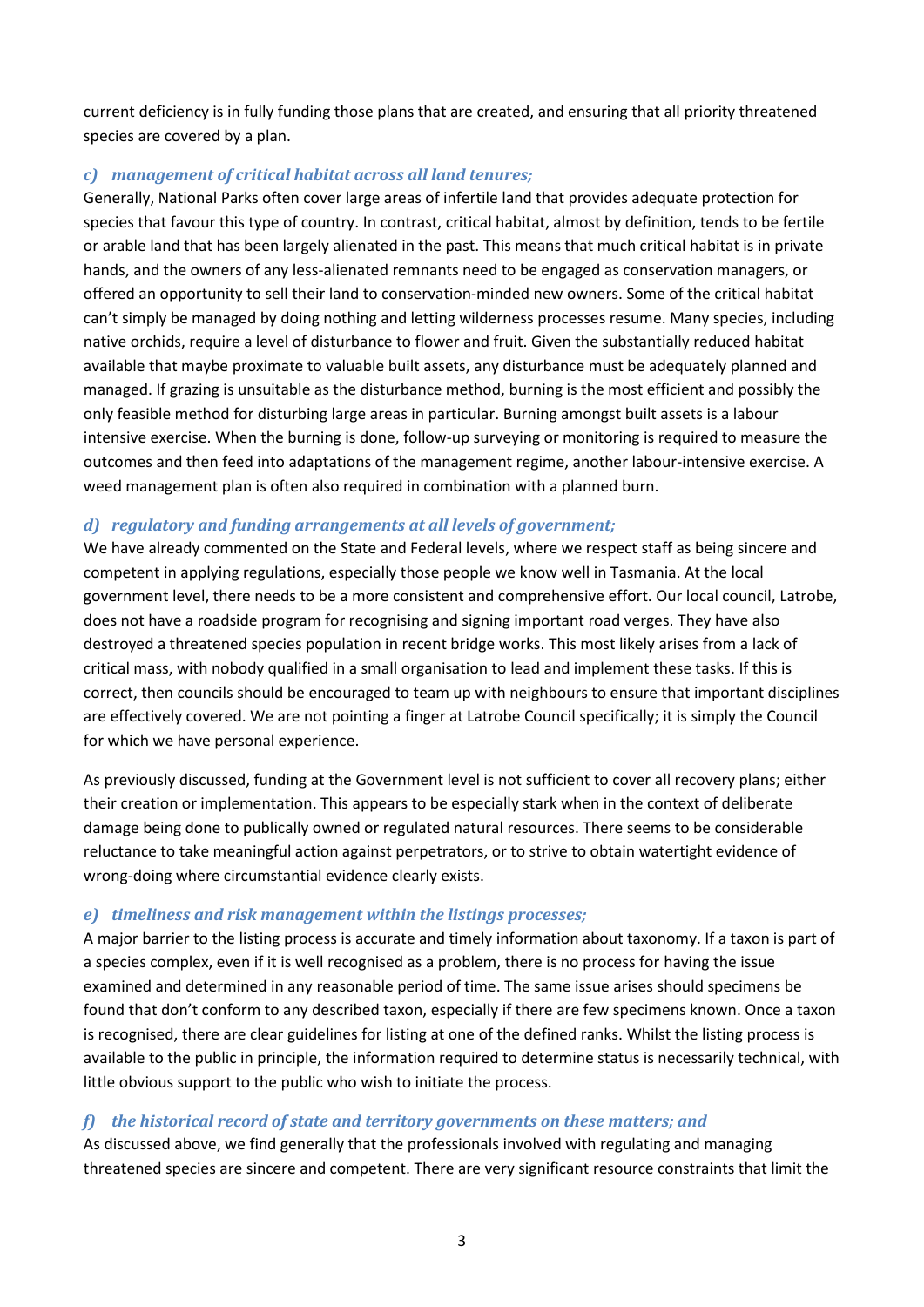current deficiency is in fully funding those plans that are created, and ensuring that all priority threatened species are covered by a plan.

### *c) management of critical habitat across all land tenures;*

Generally, National Parks often cover large areas of infertile land that provides adequate protection for species that favour this type of country. In contrast, critical habitat, almost by definition, tends to be fertile or arable land that has been largely alienated in the past. This means that much critical habitat is in private hands, and the owners of any less-alienated remnants need to be engaged as conservation managers, or offered an opportunity to sell their land to conservation-minded new owners. Some of the critical habitat can't simply be managed by doing nothing and letting wilderness processes resume. Many species, including native orchids, require a level of disturbance to flower and fruit. Given the substantially reduced habitat available that maybe proximate to valuable built assets, any disturbance must be adequately planned and managed. If grazing is unsuitable as the disturbance method, burning is the most efficient and possibly the only feasible method for disturbing large areas in particular. Burning amongst built assets is a labour intensive exercise. When the burning is done, follow-up surveying or monitoring is required to measure the outcomes and then feed into adaptations of the management regime, another labour-intensive exercise. A weed management plan is often also required in combination with a planned burn.

### *d) regulatory and funding arrangements at all levels of government;*

We have already commented on the State and Federal levels, where we respect staff as being sincere and competent in applying regulations, especially those people we know well in Tasmania. At the local government level, there needs to be a more consistent and comprehensive effort. Our local council, Latrobe, does not have a roadside program for recognising and signing important road verges. They have also destroyed a threatened species population in recent bridge works. This most likely arises from a lack of critical mass, with nobody qualified in a small organisation to lead and implement these tasks. If this is correct, then councils should be encouraged to team up with neighbours to ensure that important disciplines are effectively covered. We are not pointing a finger at Latrobe Council specifically; it is simply the Council for which we have personal experience.

As previously discussed, funding at the Government level is not sufficient to cover all recovery plans; either their creation or implementation. This appears to be especially stark when in the context of deliberate damage being done to publically owned or regulated natural resources. There seems to be considerable reluctance to take meaningful action against perpetrators, or to strive to obtain watertight evidence of wrong-doing where circumstantial evidence clearly exists.

### *e) timeliness and risk management within the listings processes;*

A major barrier to the listing process is accurate and timely information about taxonomy. If a taxon is part of a species complex, even if it is well recognised as a problem, there is no process for having the issue examined and determined in any reasonable period of time. The same issue arises should specimens be found that don't conform to any described taxon, especially if there are few specimens known. Once a taxon is recognised, there are clear guidelines for listing at one of the defined ranks. Whilst the listing process is available to the public in principle, the information required to determine status is necessarily technical, with little obvious support to the public who wish to initiate the process.

### *f) the historical record of state and territory governments on these matters; and*

As discussed above, we find generally that the professionals involved with regulating and managing threatened species are sincere and competent. There are very significant resource constraints that limit the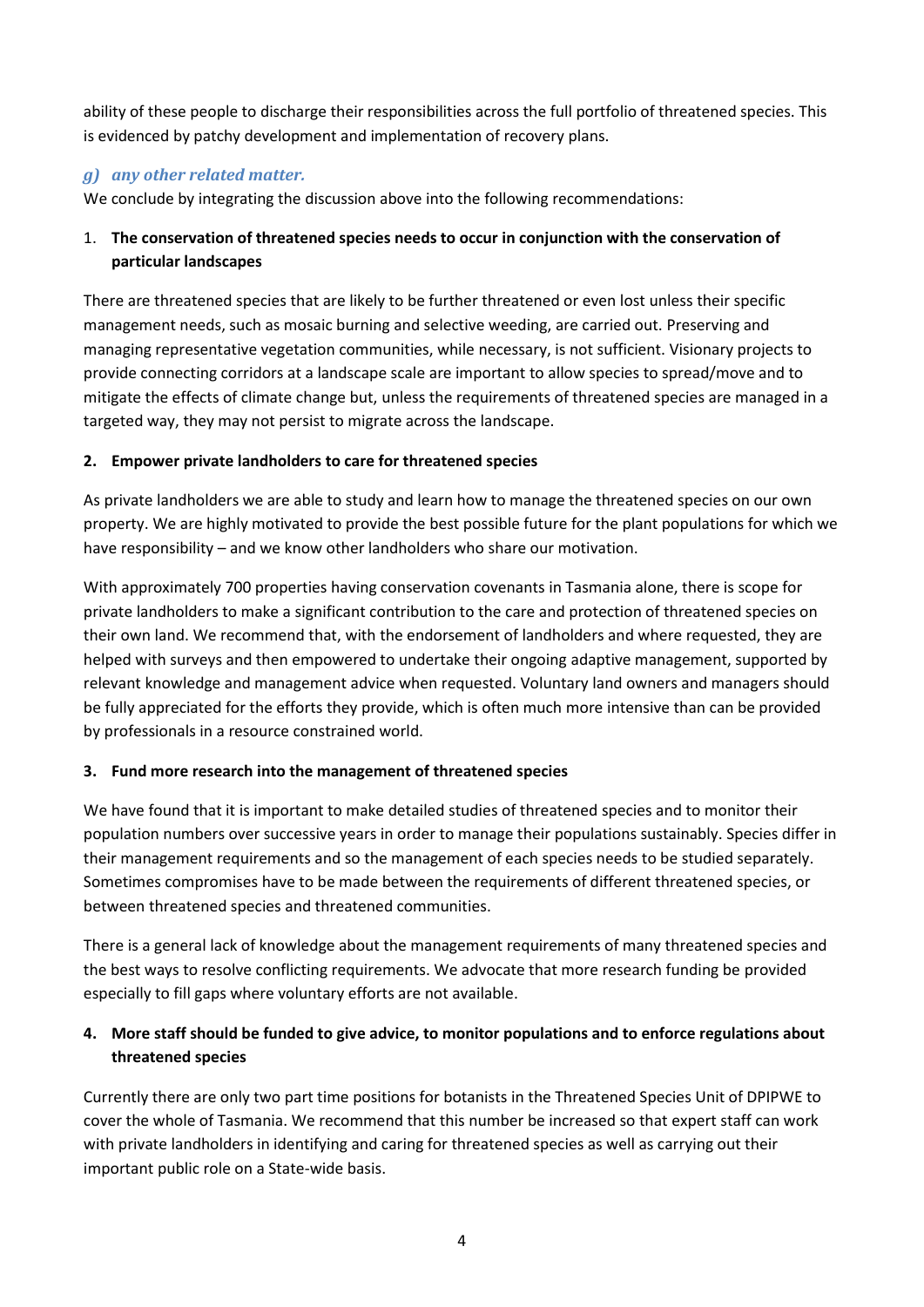ability of these people to discharge their responsibilities across the full portfolio of threatened species. This is evidenced by patchy development and implementation of recovery plans.

### *g) any other related matter.*

We conclude by integrating the discussion above into the following recommendations:

1. **The conservation of threatened species needs to occur in conjunction with the conservation of particular landscapes**

There are threatened species that are likely to be further threatened or even lost unless their specific management needs, such as mosaic burning and selective weeding, are carried out. Preserving and managing representative vegetation communities, while necessary, is not sufficient. Visionary projects to provide connecting corridors at a landscape scale are important to allow species to spread/move and to mitigate the effects of climate change but, unless the requirements of threatened species are managed in a targeted way, they may not persist to migrate across the landscape.

**2. Empower private landholders to care for threatened species**

As private landholders we are able to study and learn how to manage the threatened species on our own property. We are highly motivated to provide the best possible future for the plant populations for which we have responsibility – and we know other landholders who share our motivation.

With approximately 700 properties having conservation covenants in Tasmania alone, there is scope for private landholders to make a significant contribution to the care and protection of threatened species on their own land. We recommend that, with the endorsement of landholders and where requested, they are helped with surveys and then empowered to undertake their ongoing adaptive management, supported by relevant knowledge and management advice when requested. Voluntary land owners and managers should be fully appreciated for the efforts they provide, which is often much more intensive than can be provided by professionals in a resource constrained world.

**3. Fund more research into the management of threatened species**

We have found that it is important to make detailed studies of threatened species and to monitor their population numbers over successive years in order to manage their populations sustainably. Species differ in their management requirements and so the management of each species needs to be studied separately. Sometimes compromises have to be made between the requirements of different threatened species, or between threatened species and threatened communities.

There is a general lack of knowledge about the management requirements of many threatened species and the best ways to resolve conflicting requirements. We advocate that more research funding be provided especially to fill gaps where voluntary efforts are not available.

**4. More staff should be funded to give advice, to monitor populations and to enforce regulations about threatened species**

Currently there are only two part time positions for botanists in the Threatened Species Unit of DPIPWE to cover the whole of Tasmania. We recommend that this number be increased so that expert staff can work with private landholders in identifying and caring for threatened species as well as carrying out their important public role on a State-wide basis.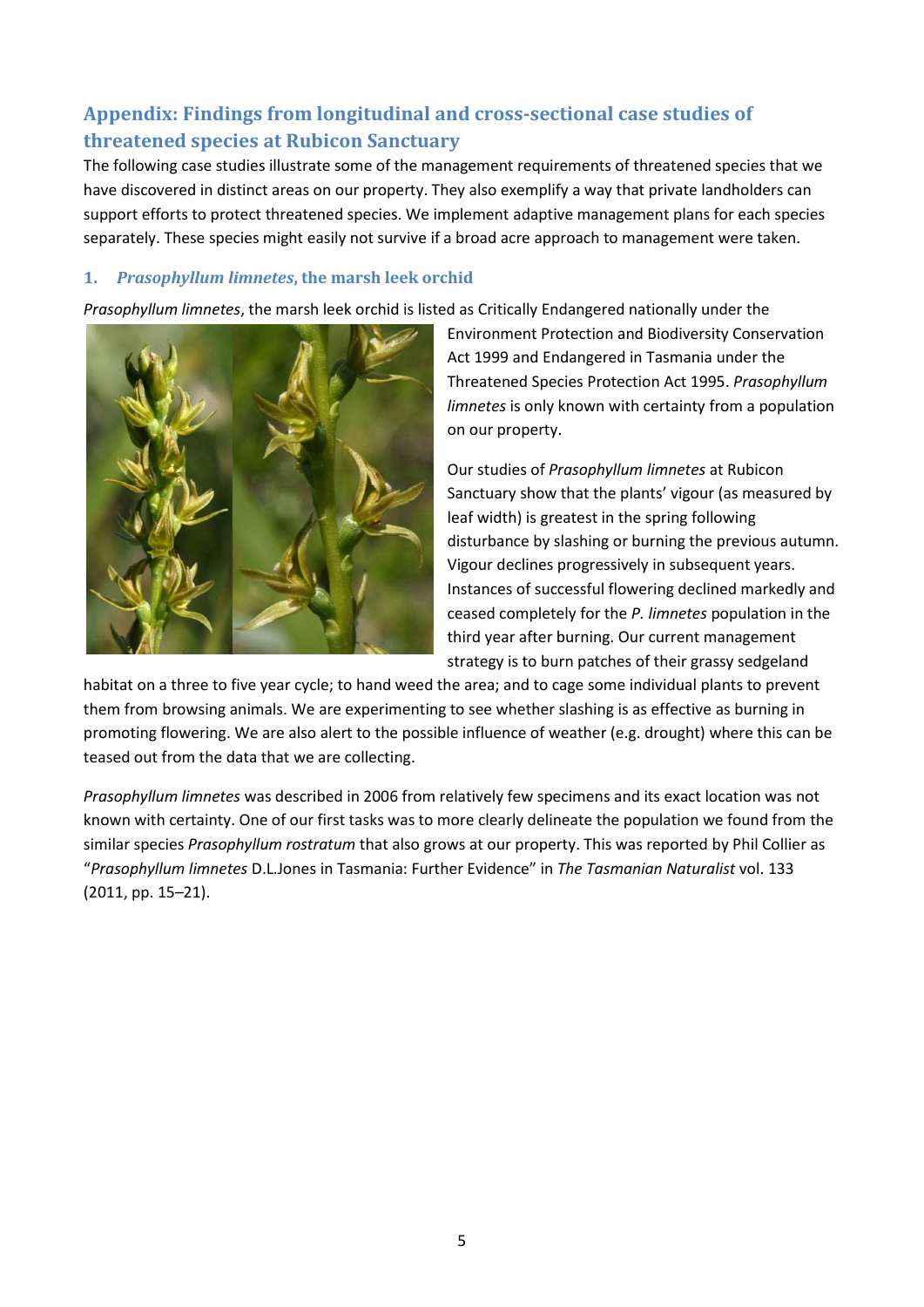## Appendix: Findings from longitudinal and cross-sectional case studies of threatened species at Rubicon Sanctuary

The following case studies illustrate some of the management requirements of threatened species that we have discovered in distinct areas on our property. They also exemplify a way that private landholders can support efforts to protect threatened species. We implement adaptive management plans for each species separately. These species might easily not survive if a broad acre approach to management were taken.

### 1. *Prasophyllum limnetes*, the marsh leek orchid

*Prasophyllum limnetes*, the marsh leek orchid is listed as Critically Endangered nationally under the Environment Protection and Biodiversity Conservation Act 1999 and Endangered in Tasmania under the Threatened Species Protection Act 1995. *Prasophyllum limnetes* is only known with certainty from a population on our property.

Our studies of *Prasophyllum limnetes* at Rubicon Sanctuary show that the plants' vigour (as measured by leaf width) is greatest in the spring following disturbance by slashing or burning the previous autumn. Vigour declines progressively in subsequent years. Instances of successful flowering declined markedly and ceased completely for the *P. limnetes* population in the third year after burning. Our current management strategy is to burn patches of their grassy sedgeland habitat on a three to five year cycle; to hand weed the area; and to cage some individual plants to prevent them from browsing animals. We are experimenting to see whether slashing is as effective as burning in promoting flowering. We are also alert to the possible influence of weather (e.g. drought) where this can be teased out from the data that we are collecting.

*Prasophyllum limnetes* was described in 2006 from relatively few specimens and its exact location was not known with certainty. One of our first tasks was to more clearly delineate the population we found from the similar species *Prasophyllum rostratum* that also grows at our property. This was reported by Phil Collier as "*Prasophyllum limnetes* D.L.Jones in Tasmania: Further Evidence" in *The Tasmanian Naturalist* vol. 133 (2011, pp. 15–21).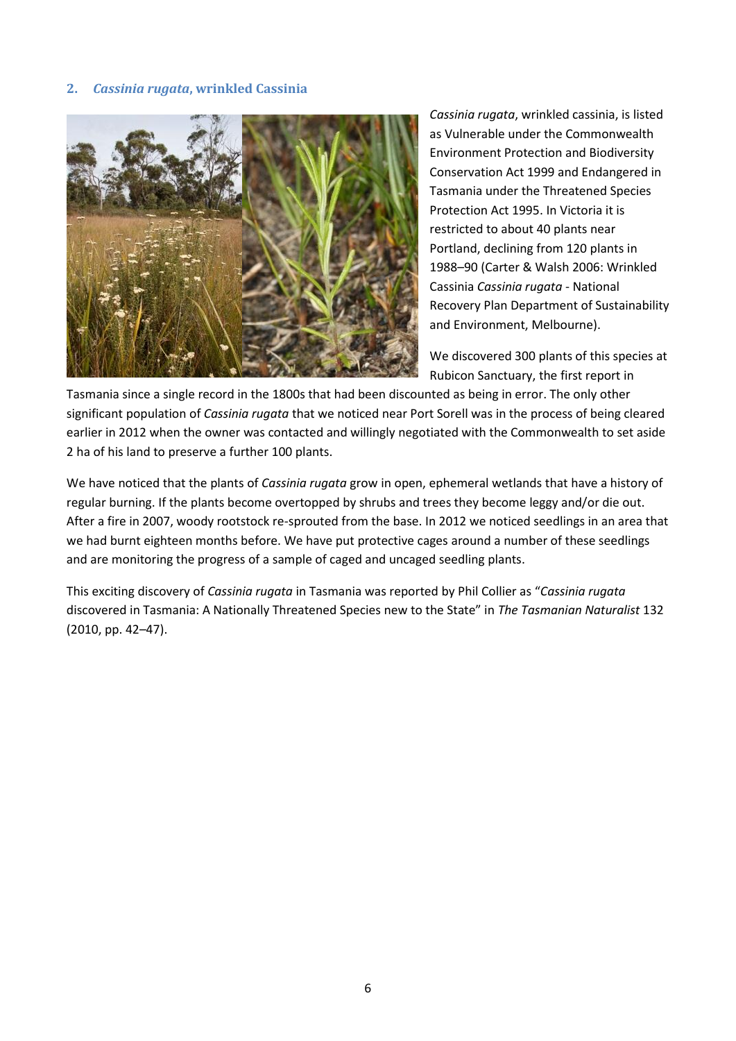## 2. *Cassinia rugata*, wrinkled Cassinia

*Cassinia rugata*, wrinkled cassinia, is listed as Vulnerable under the Commonwealth Environment Protection and Biodiversity Conservation Act 1999 and Endangered in Tasmania under the Threatened Species Protection Act 1995. In Victoria it is restricted to about 40 plants near Portland, declining from 120 plants in 1988–90 (Carter & Walsh 2006: Wrinkled Cassinia *Cassinia rugata* - National Recovery Plan Department of Sustainability and Environment, Melbourne).

We discovered 300 plants of this species at Rubicon Sanctuary, the first report in Tasmania since a single record in the 1800s that had been discounted as being in error. The only other significant population of *Cassinia rugata* that we noticed near Port Sorell was in the process of being cleared earlier in 2012 when the owner was contacted and willingly negotiated with the Commonwealth to set aside 2 ha of his land to preserve a further 100 plants.

We have noticed that the plants of *Cassinia rugata* grow in open, ephemeral wetlands that have a history of regular burning. If the plants become overtopped by shrubs and trees they become leggy and/or die out. After a fire in 2007, woody rootstock re-sprouted from the base. In 2012 we noticed seedlings in an area that we had burnt eighteen months before. We have put protective cages around a number of these seedlings and are monitoring the progress of a sample of caged and uncaged seedling plants.

This exciting discovery of *Cassinia rugata* in Tasmania was reported by Phil Collier as "*Cassinia rugata* discovered in Tasmania: A Nationally Threatened Species new to the State" in *The Tasmanian Naturalist* 132 (2010, pp. 42–47).